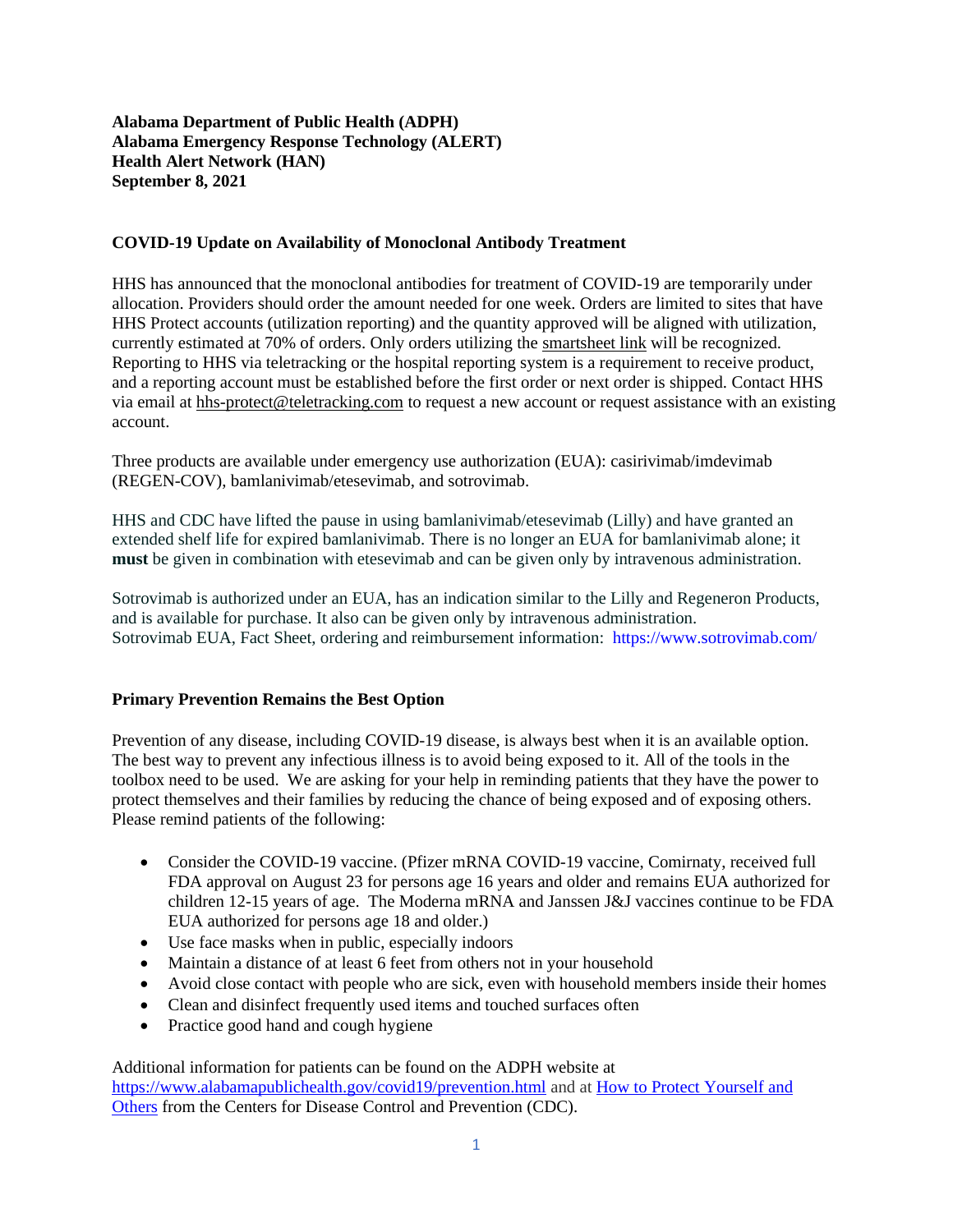**Alabama Department of Public Health (ADPH)**
**Alabama Emergency Response Technology (ALERT)**
**Health Alert Network (HAN)**
**September 8, 2021**

## COVID-19 Update on Availability of Monoclonal Antibody Treatment

HHS has announced that the monoclonal antibodies for treatment of COVID-19 are temporarily under allocation. Providers should order the amount needed for one week. Orders are limited to sites that have HHS Protect accounts (utilization reporting) and the quantity approved will be aligned with utilization, currently estimated at 70% of orders. Only orders utilizing the smartsheet link will be recognized. Reporting to HHS via teletracking or the hospital reporting system is a requirement to receive product, and a reporting account must be established before the first order or next order is shipped. Contact HHS via email at hhs-protect@teletracking.com to request a new account or request assistance with an existing account.

Three products are available under emergency use authorization (EUA): casirivimab/imdevimab (REGEN-COV), bamlanivimab/etesevimab, and sotrovimab.

HHS and CDC have lifted the pause in using bamlanivimab/etesevimab (Lilly) and have granted an extended shelf life for expired bamlanivimab. There is no longer an EUA for bamlanivimab alone; it **must** be given in combination with etesevimab and can be given only by intravenous administration.

Sotrovimab is authorized under an EUA, has an indication similar to the Lilly and Regeneron Products, and is available for purchase. It also can be given only by intravenous administration.
Sotrovimab EUA, Fact Sheet, ordering and reimbursement information: https://www.sotrovimab.com/

## Primary Prevention Remains the Best Option

Prevention of any disease, including COVID-19 disease, is always best when it is an available option. The best way to prevent any infectious illness is to avoid being exposed to it. All of the tools in the toolbox need to be used. We are asking for your help in reminding patients that they have the power to protect themselves and their families by reducing the chance of being exposed and of exposing others. Please remind patients of the following:

- Consider the COVID-19 vaccine. (Pfizer mRNA COVID-19 vaccine, Comirnaty, received full FDA approval on August 23 for persons age 16 years and older and remains EUA authorized for children 12-15 years of age. The Moderna mRNA and Janssen J&J vaccines continue to be FDA EUA authorized for persons age 18 and older.)
- Use face masks when in public, especially indoors
- Maintain a distance of at least 6 feet from others not in your household
- Avoid close contact with people who are sick, even with household members inside their homes
- Clean and disinfect frequently used items and touched surfaces often
- Practice good hand and cough hygiene

Additional information for patients can be found on the ADPH website at https://www.alabamapublichealth.gov/covid19/prevention.html and at How to Protect Yourself and Others from the Centers for Disease Control and Prevention (CDC).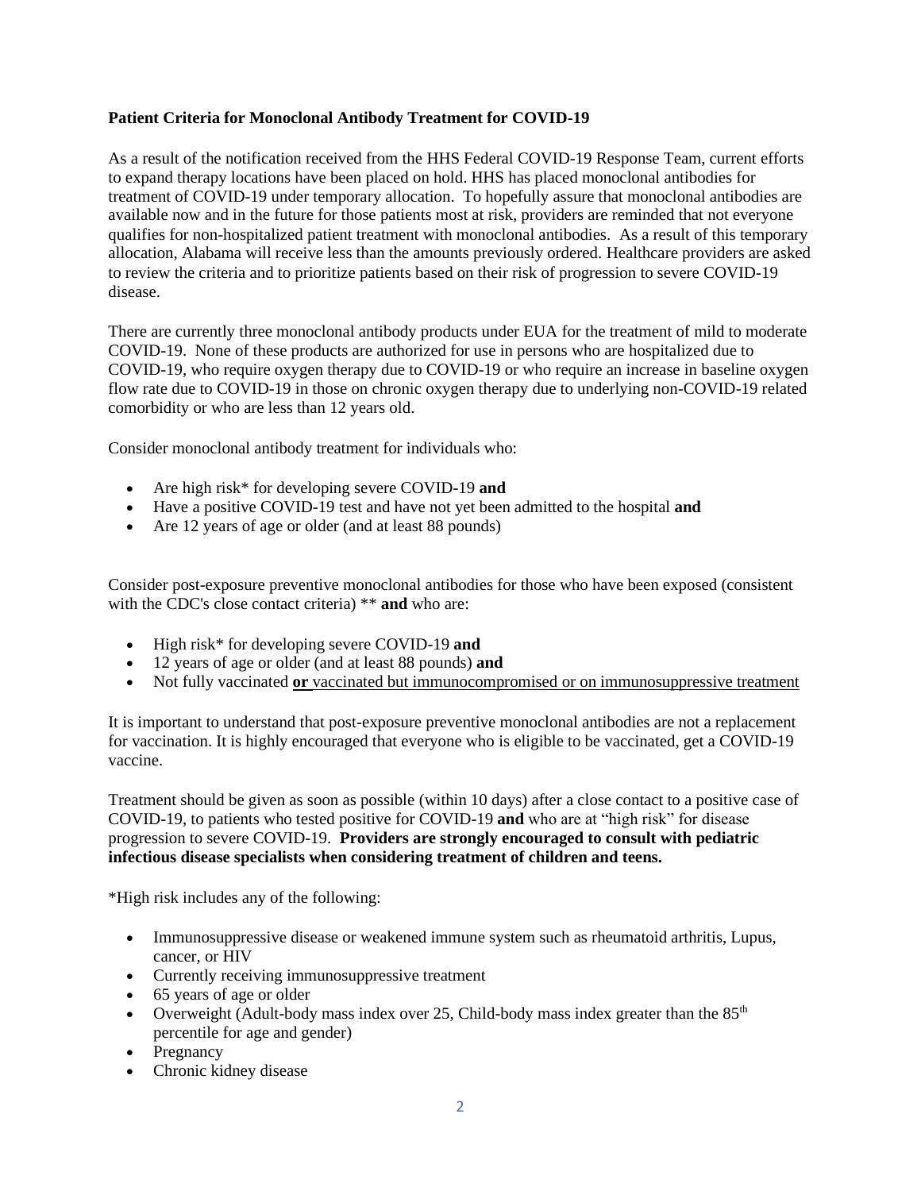**Patient Criteria for Monoclonal Antibody Treatment for COVID-19**

As a result of the notification received from the HHS Federal COVID-19 Response Team, current efforts to expand therapy locations have been placed on hold. HHS has placed monoclonal antibodies for treatment of COVID-19 under temporary allocation. To hopefully assure that monoclonal antibodies are available now and in the future for those patients most at risk, providers are reminded that not everyone qualifies for non-hospitalized patient treatment with monoclonal antibodies. As a result of this temporary allocation, Alabama will receive less than the amounts previously ordered. Healthcare providers are asked to review the criteria and to prioritize patients based on their risk of progression to severe COVID-19 disease.

There are currently three monoclonal antibody products under EUA for the treatment of mild to moderate COVID-19. None of these products are authorized for use in persons who are hospitalized due to COVID-19, who require oxygen therapy due to COVID-19 or who require an increase in baseline oxygen flow rate due to COVID-19 in those on chronic oxygen therapy due to underlying non-COVID-19 related comorbidity or who are less than 12 years old.

Consider monoclonal antibody treatment for individuals who:

- Are high risk* for developing severe COVID-19 **and**
- Have a positive COVID-19 test and have not yet been admitted to the hospital **and**
- Are 12 years of age or older (and at least 88 pounds)

Consider post-exposure preventive monoclonal antibodies for those who have been exposed (consistent with the CDC's close contact criteria) ** **and** who are:

- High risk* for developing severe COVID-19 **and**
- 12 years of age or older (and at least 88 pounds) **and**
- Not fully vaccinated **or** vaccinated but immunocompromised or on immunosuppressive treatment

It is important to understand that post-exposure preventive monoclonal antibodies are not a replacement for vaccination. It is highly encouraged that everyone who is eligible to be vaccinated, get a COVID-19 vaccine.

Treatment should be given as soon as possible (within 10 days) after a close contact to a positive case of COVID-19, to patients who tested positive for COVID-19 **and** who are at "high risk" for disease progression to severe COVID-19. **Providers are strongly encouraged to consult with pediatric infectious disease specialists when considering treatment of children and teens.**

*High risk includes any of the following:

- Immunosuppressive disease or weakened immune system such as rheumatoid arthritis, Lupus, cancer, or HIV
- Currently receiving immunosuppressive treatment
- 65 years of age or older
- Overweight (Adult-body mass index over 25, Child-body mass index greater than the 85th percentile for age and gender)
- Pregnancy
- Chronic kidney disease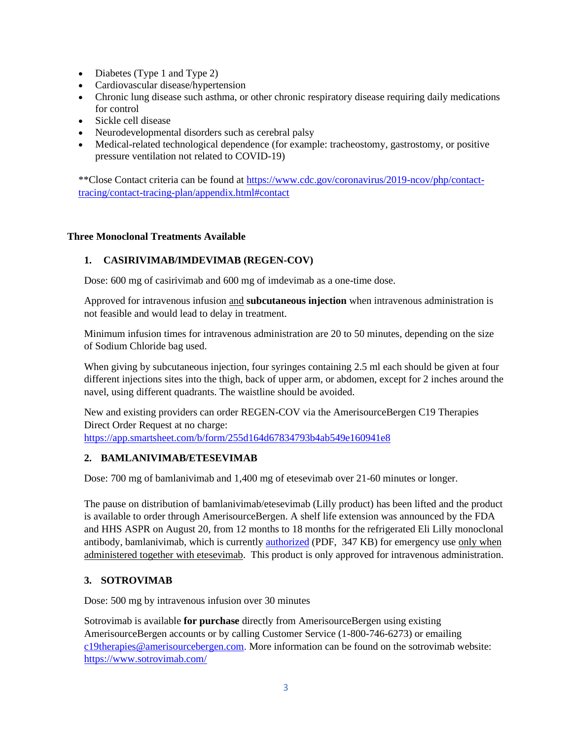- Diabetes (Type 1 and Type 2)
- Cardiovascular disease/hypertension
- Chronic lung disease such asthma, or other chronic respiratory disease requiring daily medications for control
- Sickle cell disease
- Neurodevelopmental disorders such as cerebral palsy
- Medical-related technological dependence (for example: tracheostomy, gastrostomy, or positive pressure ventilation not related to COVID-19)

**Close Contact criteria can be found at [https://www.cdc.gov/coronavirus/2019-ncov/php/contact-tracing/contact-tracing-plan/appendix.html#contact](https://www.cdc.gov/coronavirus/2019-ncov/php/contact-tracing/contact-tracing-plan/appendix.html#contact)

## Three Monoclonal Treatments Available

### 1. CASIRIVIMAB/IMDEVIMAB (REGEN-COV)

Dose: 600 mg of casirivimab and 600 mg of imdevimab as a one-time dose.

Approved for intravenous infusion and **subcutaneous injection** when intravenous administration is not feasible and would lead to delay in treatment.

Minimum infusion times for intravenous administration are 20 to 50 minutes, depending on the size of Sodium Chloride bag used.

When giving by subcutaneous injection, four syringes containing 2.5 ml each should be given at four different injections sites into the thigh, back of upper arm, or abdomen, except for 2 inches around the navel, using different quadrants. The waistline should be avoided.

New and existing providers can order REGEN-COV via the AmerisourceBergen C19 Therapies Direct Order Request at no charge: [https://app.smartsheet.com/b/form/255d164d67834793b4ab549e160941e8](https://app.smartsheet.com/b/form/255d164d67834793b4ab549e160941e8)

### 2. BAMLANIVIMAB/ETESEVIMAB

Dose: 700 mg of bamlanivimab and 1,400 mg of etesevimab over 21-60 minutes or longer.

The pause on distribution of bamlanivimab/etesevimab (Lilly product) has been lifted and the product is available to order through AmerisourceBergen. A shelf life extension was announced by the FDA and HHS ASPR on August 20, from 12 months to 18 months for the refrigerated Eli Lilly monoclonal antibody, bamlanivimab, which is currently authorized (PDF, 347 KB) for emergency use only when administered together with etesevimab. This product is only approved for intravenous administration.

### 3. SOTROVIMAB

Dose: 500 mg by intravenous infusion over 30 minutes

Sotrovimab is available **for purchase** directly from AmerisourceBergen using existing AmerisourceBergen accounts or by calling Customer Service (1-800-746-6273) or emailing [c19therapies@amerisourcebergen.com](mailto:c19therapies@amerisourcebergen.com). More information can be found on the sotrovimab website: [https://www.sotrovimab.com/](https://www.sotrovimab.com/)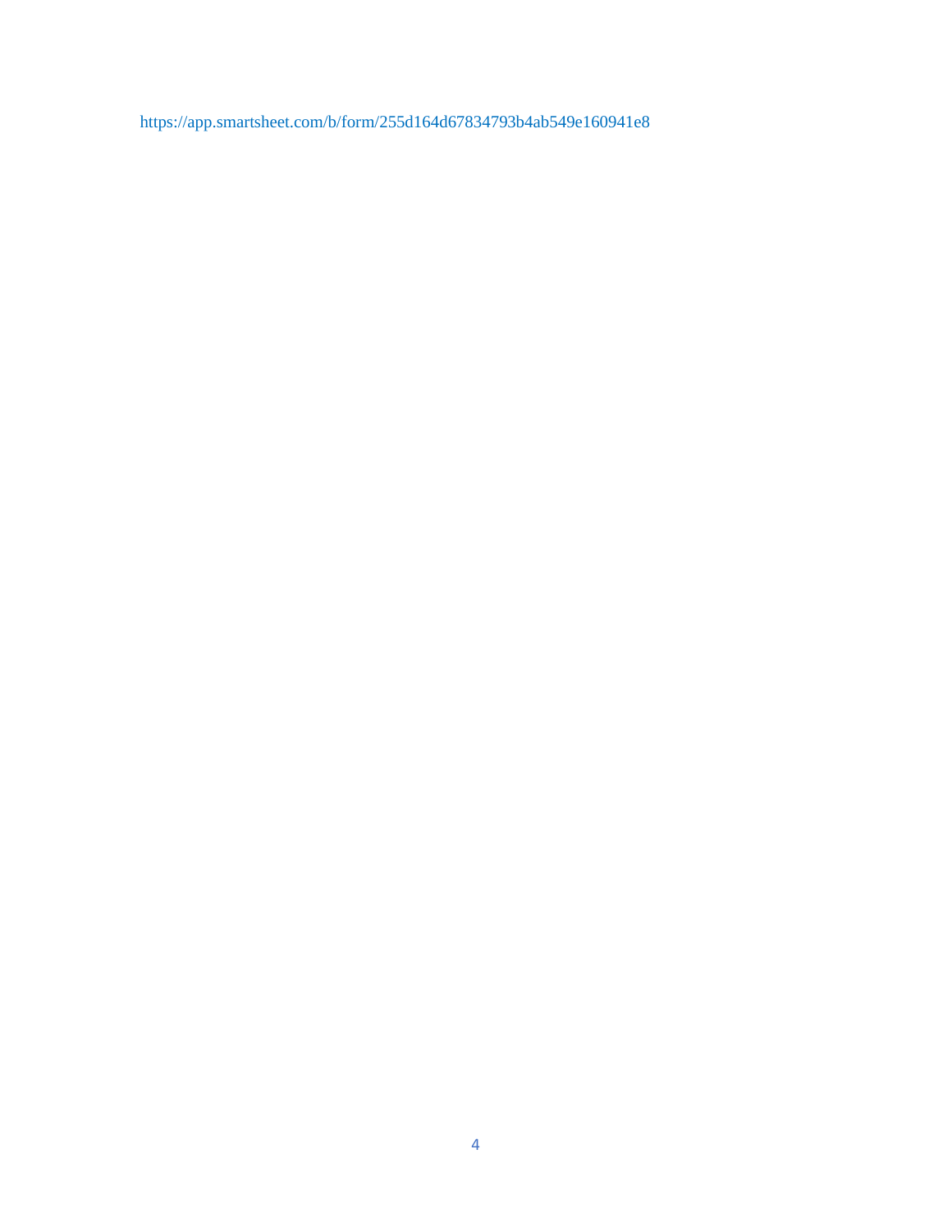https://app.smartsheet.com/b/form/255d164d67834793b4ab549e160941e8